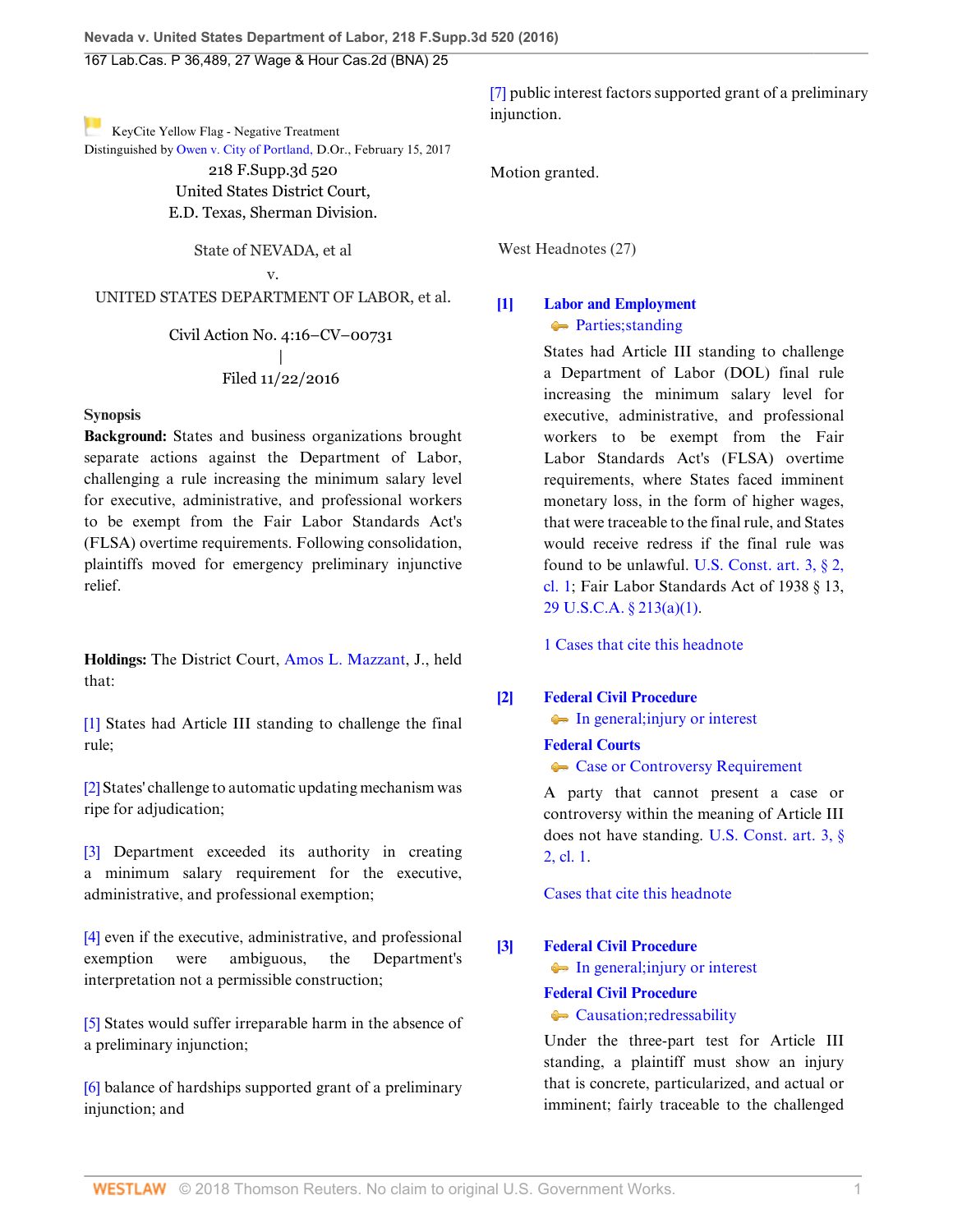KeyCite Yellow Flag - Negative Treatment
Distinguished by Owen v. City of Portland, D.Or., February 15, 2017

218 F.Supp.3d 520
United States District Court,
E.D. Texas, Sherman Division.

State of NEVADA, et al
v.
UNITED STATES DEPARTMENT OF LABOR, et al.

Civil Action No. 4:16–CV–00731
|
Filed 11/22/2016

## Synopsis

**Background:** States and business organizations brought separate actions against the Department of Labor, challenging a rule increasing the minimum salary level for executive, administrative, and professional workers to be exempt from the Fair Labor Standards Act's (FLSA) overtime requirements. Following consolidation, plaintiffs moved for emergency preliminary injunctive relief.

**Holdings:** The District Court, Amos L. Mazzant, J., held that:

[1] States had Article III standing to challenge the final rule;

[2] States' challenge to automatic updating mechanism was ripe for adjudication;

[3] Department exceeded its authority in creating a minimum salary requirement for the executive, administrative, and professional exemption;

[4] even if the executive, administrative, and professional exemption were ambiguous, the Department's interpretation not a permissible construction;

[5] States would suffer irreparable harm in the absence of a preliminary injunction;

[6] balance of hardships supported grant of a preliminary injunction; and

[7] public interest factors supported grant of a preliminary injunction.

Motion granted.

West Headnotes (27)

**[1] Labor and Employment**
Parties; standing

States had Article III standing to challenge a Department of Labor (DOL) final rule increasing the minimum salary level for executive, administrative, and professional workers to be exempt from the Fair Labor Standards Act's (FLSA) overtime requirements, where States faced imminent monetary loss, in the form of higher wages, that were traceable to the final rule, and States would receive redress if the final rule was found to be unlawful. U.S. Const. art. 3, § 2, cl. 1; Fair Labor Standards Act of 1938 § 13, 29 U.S.C.A. § 213(a)(1).

1 Cases that cite this headnote

**[2] Federal Civil Procedure**
In general; injury or interest

**Federal Courts**
Case or Controversy Requirement

A party that cannot present a case or controversy within the meaning of Article III does not have standing. U.S. Const. art. 3, § 2, cl. 1.

Cases that cite this headnote

**[3] Federal Civil Procedure**
In general; injury or interest

**Federal Civil Procedure**
Causation; redressability

Under the three-part test for Article III standing, a plaintiff must show an injury that is concrete, particularized, and actual or imminent; fairly traceable to the challenged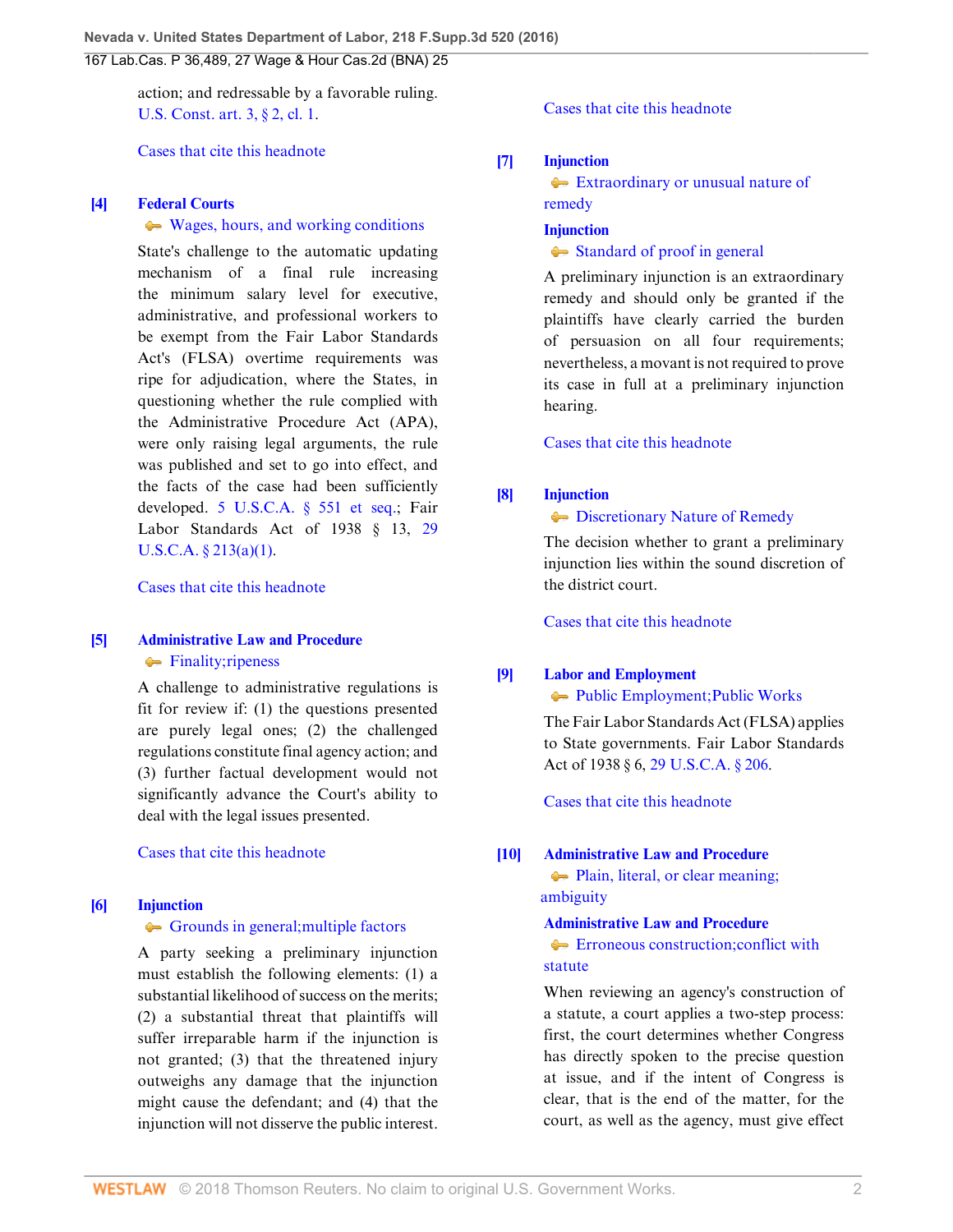action; and redressable by a favorable ruling. U.S. Const. art. 3, § 2, cl. 1.

Cases that cite this headnote

**[4] Federal Courts**
Wages, hours, and working conditions

State's challenge to the automatic updating mechanism of a final rule increasing the minimum salary level for executive, administrative, and professional workers to be exempt from the Fair Labor Standards Act's (FLSA) overtime requirements was ripe for adjudication, where the States, in questioning whether the rule complied with the Administrative Procedure Act (APA), were only raising legal arguments, the rule was published and set to go into effect, and the facts of the case had been sufficiently developed. 5 U.S.C.A. § 551 et seq.; Fair Labor Standards Act of 1938 § 13, 29 U.S.C.A. § 213(a)(1).

Cases that cite this headnote

**[5] Administrative Law and Procedure**
Finality; ripeness

A challenge to administrative regulations is fit for review if: (1) the questions presented are purely legal ones; (2) the challenged regulations constitute final agency action; and (3) further factual development would not significantly advance the Court's ability to deal with the legal issues presented.

Cases that cite this headnote

**[6] Injunction**
Grounds in general; multiple factors

A party seeking a preliminary injunction must establish the following elements: (1) a substantial likelihood of success on the merits; (2) a substantial threat that plaintiffs will suffer irreparable harm if the injunction is not granted; (3) that the threatened injury outweighs any damage that the injunction might cause the defendant; and (4) that the injunction will not disserve the public interest.

Cases that cite this headnote

**[7] Injunction**
Extraordinary or unusual nature of remedy

**Injunction**
Standard of proof in general

A preliminary injunction is an extraordinary remedy and should only be granted if the plaintiffs have clearly carried the burden of persuasion on all four requirements; nevertheless, a movant is not required to prove its case in full at a preliminary injunction hearing.

Cases that cite this headnote

**[8] Injunction**
Discretionary Nature of Remedy

The decision whether to grant a preliminary injunction lies within the sound discretion of the district court.

Cases that cite this headnote

**[9] Labor and Employment**
Public Employment; Public Works

The Fair Labor Standards Act (FLSA) applies to State governments. Fair Labor Standards Act of 1938 § 6, 29 U.S.C.A. § 206.

Cases that cite this headnote

**[10] Administrative Law and Procedure**
Plain, literal, or clear meaning; ambiguity

**Administrative Law and Procedure**
Erroneous construction; conflict with statute

When reviewing an agency's construction of a statute, a court applies a two-step process: first, the court determines whether Congress has directly spoken to the precise question at issue, and if the intent of Congress is clear, that is the end of the matter, for the court, as well as the agency, must give effect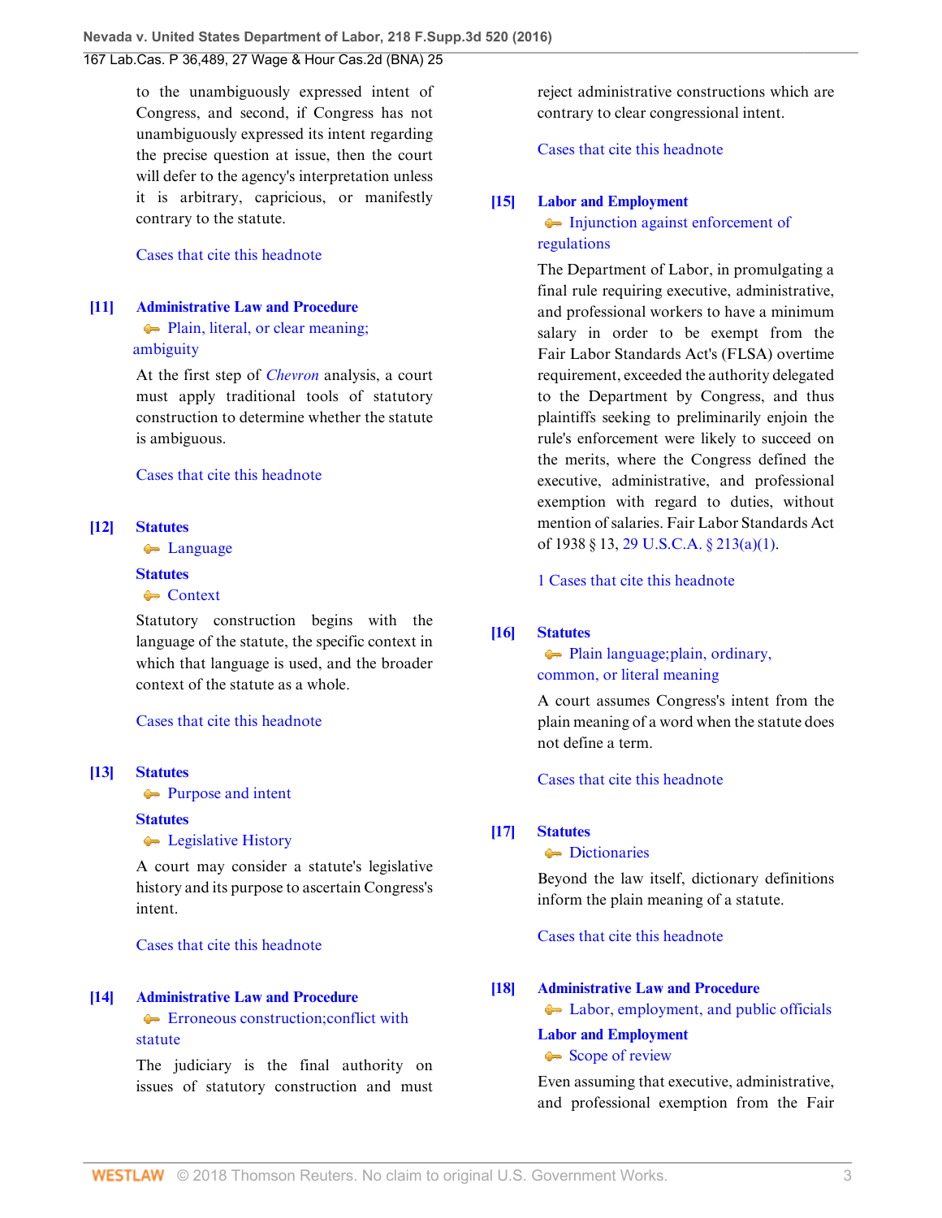to the unambiguously expressed intent of Congress, and second, if Congress has not unambiguously expressed its intent regarding the precise question at issue, then the court will defer to the agency's interpretation unless it is arbitrary, capricious, or manifestly contrary to the statute.

Cases that cite this headnote

**[11]** **Administrative Law and Procedure**
Plain, literal, or clear meaning; ambiguity

At the first step of *Chevron* analysis, a court must apply traditional tools of statutory construction to determine whether the statute is ambiguous.

Cases that cite this headnote

**[12]** **Statutes**
Language

**Statutes**
Context

Statutory construction begins with the language of the statute, the specific context in which that language is used, and the broader context of the statute as a whole.

Cases that cite this headnote

**[13]** **Statutes**
Purpose and intent

**Statutes**
Legislative History

A court may consider a statute's legislative history and its purpose to ascertain Congress's intent.

Cases that cite this headnote

**[14]** **Administrative Law and Procedure**
Erroneous construction;conflict with statute

The judiciary is the final authority on issues of statutory construction and must reject administrative constructions which are contrary to clear congressional intent.

Cases that cite this headnote

**[15]** **Labor and Employment**
Injunction against enforcement of regulations

The Department of Labor, in promulgating a final rule requiring executive, administrative, and professional workers to have a minimum salary in order to be exempt from the Fair Labor Standards Act's (FLSA) overtime requirement, exceeded the authority delegated to the Department by Congress, and thus plaintiffs seeking to preliminarily enjoin the rule's enforcement were likely to succeed on the merits, where the Congress defined the executive, administrative, and professional exemption with regard to duties, without mention of salaries. Fair Labor Standards Act of 1938 § 13, 29 U.S.C.A. § 213(a)(1).

1 Cases that cite this headnote

**[16]** **Statutes**
Plain language;plain, ordinary, common, or literal meaning

A court assumes Congress's intent from the plain meaning of a word when the statute does not define a term.

Cases that cite this headnote

**[17]** **Statutes**
Dictionaries

Beyond the law itself, dictionary definitions inform the plain meaning of a statute.

Cases that cite this headnote

**[18]** **Administrative Law and Procedure**
Labor, employment, and public officials

**Labor and Employment**
Scope of review

Even assuming that executive, administrative, and professional exemption from the Fair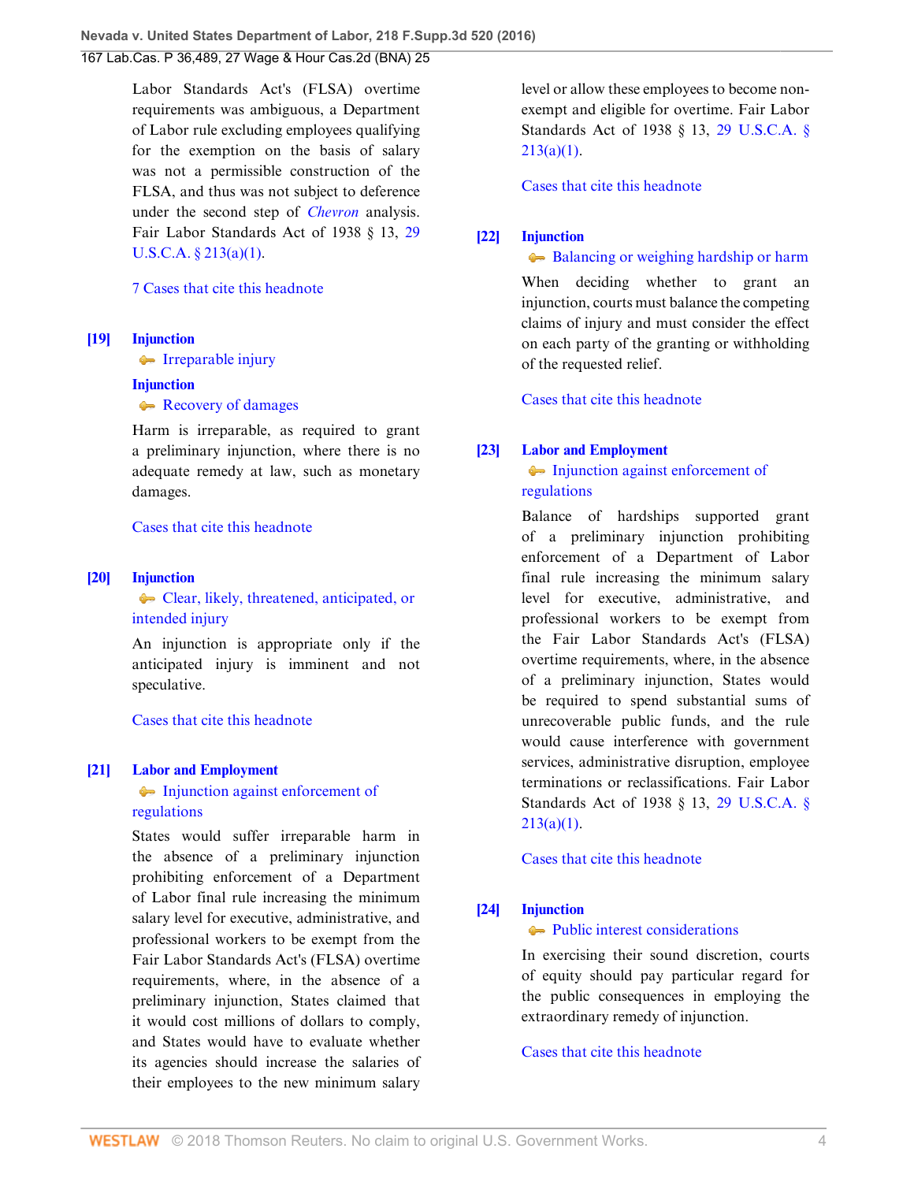Labor Standards Act's (FLSA) overtime requirements was ambiguous, a Department of Labor rule excluding employees qualifying for the exemption on the basis of salary was not a permissible construction of the FLSA, and thus was not subject to deference under the second step of *Chevron* analysis. Fair Labor Standards Act of 1938 § 13, 29 U.S.C.A. § 213(a)(1).

7 Cases that cite this headnote

**[19]** **Injunction**
Irreparable injury
**Injunction**
Recovery of damages

Harm is irreparable, as required to grant a preliminary injunction, where there is no adequate remedy at law, such as monetary damages.

Cases that cite this headnote

**[20]** **Injunction**
Clear, likely, threatened, anticipated, or intended injury

An injunction is appropriate only if the anticipated injury is imminent and not speculative.

Cases that cite this headnote

**[21]** **Labor and Employment**
Injunction against enforcement of regulations

States would suffer irreparable harm in the absence of a preliminary injunction prohibiting enforcement of a Department of Labor final rule increasing the minimum salary level for executive, administrative, and professional workers to be exempt from the Fair Labor Standards Act's (FLSA) overtime requirements, where, in the absence of a preliminary injunction, States claimed that it would cost millions of dollars to comply, and States would have to evaluate whether its agencies should increase the salaries of their employees to the new minimum salary level or allow these employees to become non-exempt and eligible for overtime. Fair Labor Standards Act of 1938 § 13, 29 U.S.C.A. § 213(a)(1).

Cases that cite this headnote

**[22]** **Injunction**
Balancing or weighing hardship or harm

When deciding whether to grant an injunction, courts must balance the competing claims of injury and must consider the effect on each party of the granting or withholding of the requested relief.

Cases that cite this headnote

**[23]** **Labor and Employment**
Injunction against enforcement of regulations

Balance of hardships supported grant of a preliminary injunction prohibiting enforcement of a Department of Labor final rule increasing the minimum salary level for executive, administrative, and professional workers to be exempt from the Fair Labor Standards Act's (FLSA) overtime requirements, where, in the absence of a preliminary injunction, States would be required to spend substantial sums of unrecoverable public funds, and the rule would cause interference with government services, administrative disruption, employee terminations or reclassifications. Fair Labor Standards Act of 1938 § 13, 29 U.S.C.A. § 213(a)(1).

Cases that cite this headnote

**[24]** **Injunction**
Public interest considerations

In exercising their sound discretion, courts of equity should pay particular regard for the public consequences in employing the extraordinary remedy of injunction.

Cases that cite this headnote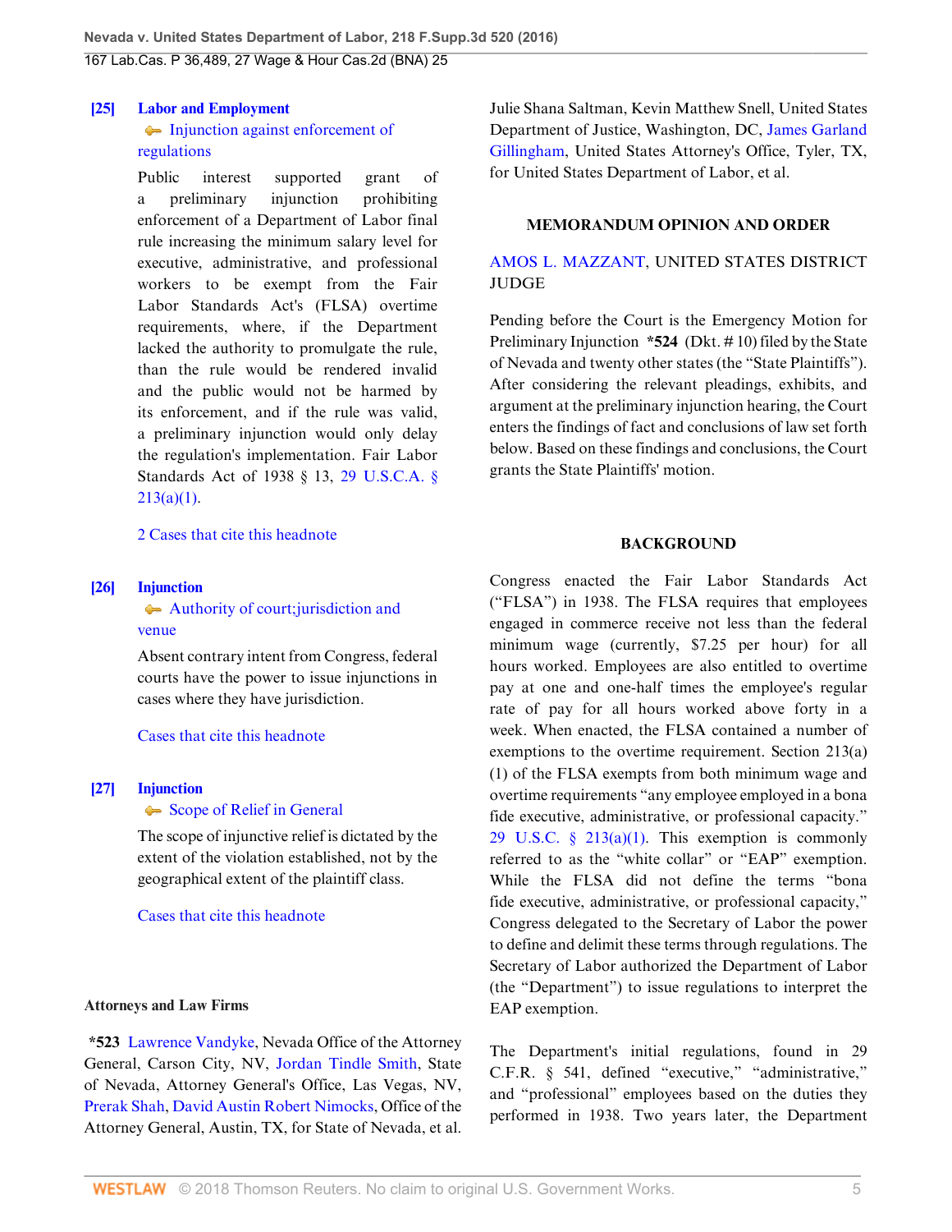**[25] Labor and Employment**
Injunction against enforcement of regulations

Public interest supported grant of a preliminary injunction prohibiting enforcement of a Department of Labor final rule increasing the minimum salary level for executive, administrative, and professional workers to be exempt from the Fair Labor Standards Act's (FLSA) overtime requirements, where, if the Department lacked the authority to promulgate the rule, than the rule would be rendered invalid and the public would not be harmed by its enforcement, and if the rule was valid, a preliminary injunction would only delay the regulation's implementation. Fair Labor Standards Act of 1938 § 13, 29 U.S.C.A. § 213(a)(1).

2 Cases that cite this headnote

**[26] Injunction**
Authority of court;jurisdiction and venue

Absent contrary intent from Congress, federal courts have the power to issue injunctions in cases where they have jurisdiction.

Cases that cite this headnote

**[27] Injunction**
Scope of Relief in General

The scope of injunctive relief is dictated by the extent of the violation established, not by the geographical extent of the plaintiff class.

Cases that cite this headnote

**Attorneys and Law Firms**

*523 Lawrence Vandyke, Nevada Office of the Attorney General, Carson City, NV, Jordan Tindle Smith, State of Nevada, Attorney General's Office, Las Vegas, NV, Prerak Shah, David Austin Robert Nimocks, Office of the Attorney General, Austin, TX, for State of Nevada, et al.

Julie Shana Saltman, Kevin Matthew Snell, United States Department of Justice, Washington, DC, James Garland Gillingham, United States Attorney's Office, Tyler, TX, for United States Department of Labor, et al.

## MEMORANDUM OPINION AND ORDER

AMOS L. MAZZANT, UNITED STATES DISTRICT JUDGE

Pending before the Court is the Emergency Motion for Preliminary Injunction *524 (Dkt. # 10) filed by the State of Nevada and twenty other states (the "State Plaintiffs"). After considering the relevant pleadings, exhibits, and argument at the preliminary injunction hearing, the Court enters the findings of fact and conclusions of law set forth below. Based on these findings and conclusions, the Court grants the State Plaintiffs' motion.

## BACKGROUND

Congress enacted the Fair Labor Standards Act ("FLSA") in 1938. The FLSA requires that employees engaged in commerce receive not less than the federal minimum wage (currently, $7.25 per hour) for all hours worked. Employees are also entitled to overtime pay at one and one-half times the employee's regular rate of pay for all hours worked above forty in a week. When enacted, the FLSA contained a number of exemptions to the overtime requirement. Section 213(a)(1) of the FLSA exempts from both minimum wage and overtime requirements "any employee employed in a bona fide executive, administrative, or professional capacity." 29 U.S.C. § 213(a)(1). This exemption is commonly referred to as the "white collar" or "EAP" exemption. While the FLSA did not define the terms "bona fide executive, administrative, or professional capacity," Congress delegated to the Secretary of Labor the power to define and delimit these terms through regulations. The Secretary of Labor authorized the Department of Labor (the "Department") to issue regulations to interpret the EAP exemption.

The Department's initial regulations, found in 29 C.F.R. § 541, defined "executive," "administrative," and "professional" employees based on the duties they performed in 1938. Two years later, the Department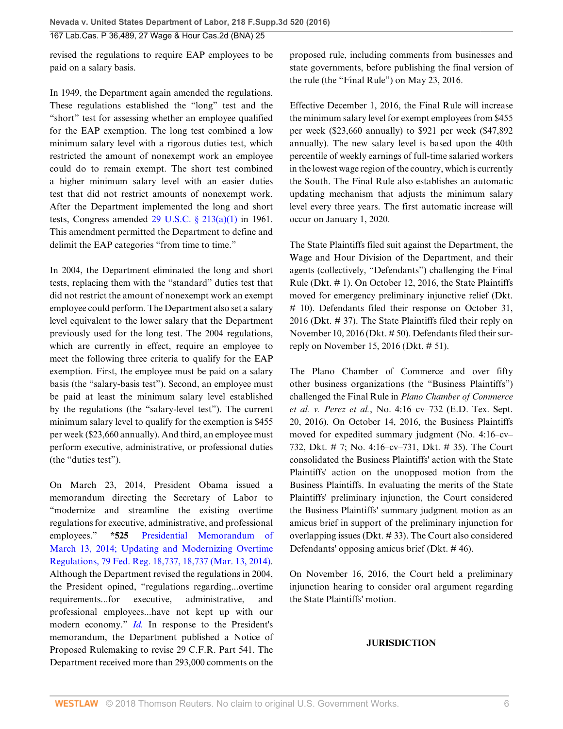revised the regulations to require EAP employees to be paid on a salary basis.

In 1949, the Department again amended the regulations. These regulations established the "long" test and the "short" test for assessing whether an employee qualified for the EAP exemption. The long test combined a low minimum salary level with a rigorous duties test, which restricted the amount of nonexempt work an employee could do to remain exempt. The short test combined a higher minimum salary level with an easier duties test that did not restrict amounts of nonexempt work. After the Department implemented the long and short tests, Congress amended 29 U.S.C. § 213(a)(1) in 1961. This amendment permitted the Department to define and delimit the EAP categories "from time to time."

In 2004, the Department eliminated the long and short tests, replacing them with the "standard" duties test that did not restrict the amount of nonexempt work an exempt employee could perform. The Department also set a salary level equivalent to the lower salary that the Department previously used for the long test. The 2004 regulations, which are currently in effect, require an employee to meet the following three criteria to qualify for the EAP exemption. First, the employee must be paid on a salary basis (the "salary-basis test"). Second, an employee must be paid at least the minimum salary level established by the regulations (the "salary-level test"). The current minimum salary level to qualify for the exemption is $455 per week ($23,660 annually). And third, an employee must perform executive, administrative, or professional duties (the "duties test").

On March 23, 2014, President Obama issued a memorandum directing the Secretary of Labor to "modernize and streamline the existing overtime regulations for executive, administrative, and professional employees." **\*525** Presidential Memorandum of March 13, 2014; Updating and Modernizing Overtime Regulations, 79 Fed. Reg. 18,737, 18,737 (Mar. 13, 2014). Although the Department revised the regulations in 2004, the President opined, "regulations regarding...overtime requirements...for executive, administrative, and professional employees...have not kept up with our modern economy." *Id.* In response to the President's memorandum, the Department published a Notice of Proposed Rulemaking to revise 29 C.F.R. Part 541. The Department received more than 293,000 comments on the proposed rule, including comments from businesses and state governments, before publishing the final version of the rule (the "Final Rule") on May 23, 2016.

Effective December 1, 2016, the Final Rule will increase the minimum salary level for exempt employees from $455 per week ($23,660 annually) to $921 per week ($47,892 annually). The new salary level is based upon the 40th percentile of weekly earnings of full-time salaried workers in the lowest wage region of the country, which is currently the South. The Final Rule also establishes an automatic updating mechanism that adjusts the minimum salary level every three years. The first automatic increase will occur on January 1, 2020.

The State Plaintiffs filed suit against the Department, the Wage and Hour Division of the Department, and their agents (collectively, "Defendants") challenging the Final Rule (Dkt. # 1). On October 12, 2016, the State Plaintiffs moved for emergency preliminary injunctive relief (Dkt. # 10). Defendants filed their response on October 31, 2016 (Dkt. # 37). The State Plaintiffs filed their reply on November 10, 2016 (Dkt. # 50). Defendants filed their sur-reply on November 15, 2016 (Dkt. # 51).

The Plano Chamber of Commerce and over fifty other business organizations (the "Business Plaintiffs") challenged the Final Rule in *Plano Chamber of Commerce et al. v. Perez et al.*, No. 4:16–cv–732 (E.D. Tex. Sept. 20, 2016). On October 14, 2016, the Business Plaintiffs moved for expedited summary judgment (No. 4:16–cv–732, Dkt. # 7; No. 4:16–cv–731, Dkt. # 35). The Court consolidated the Business Plaintiffs' action with the State Plaintiffs' action on the unopposed motion from the Business Plaintiffs. In evaluating the merits of the State Plaintiffs' preliminary injunction, the Court considered the Business Plaintiffs' summary judgment motion as an amicus brief in support of the preliminary injunction for overlapping issues (Dkt. # 33). The Court also considered Defendants' opposing amicus brief (Dkt. # 46).

On November 16, 2016, the Court held a preliminary injunction hearing to consider oral argument regarding the State Plaintiffs' motion.

## JURISDICTION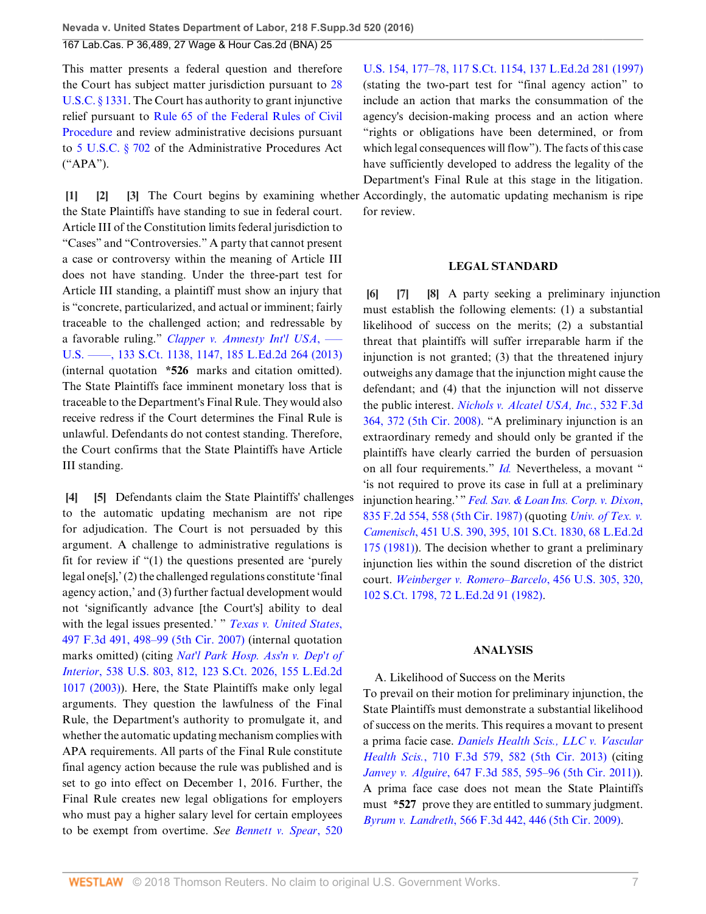This matter presents a federal question and therefore the Court has subject matter jurisdiction pursuant to 28 U.S.C. § 1331. The Court has authority to grant injunctive relief pursuant to Rule 65 of the Federal Rules of Civil Procedure and review administrative decisions pursuant to 5 U.S.C. § 702 of the Administrative Procedures Act ("APA").

**[1] [2] [3]** The Court begins by examining whether the State Plaintiffs have standing to sue in federal court. Article III of the Constitution limits federal jurisdiction to "Cases" and "Controversies." A party that cannot present a case or controversy within the meaning of Article III does not have standing. Under the three-part test for Article III standing, a plaintiff must show an injury that is "concrete, particularized, and actual or imminent; fairly traceable to the challenged action; and redressable by a favorable ruling." *Clapper v. Amnesty Int'l USA*, ––– U.S. ––––, 133 S.Ct. 1138, 1147, 185 L.Ed.2d 264 (2013) (internal quotation **\*526** marks and citation omitted). The State Plaintiffs face imminent monetary loss that is traceable to the Department's Final Rule. They would also receive redress if the Court determines the Final Rule is unlawful. Defendants do not contest standing. Therefore, the Court confirms that the State Plaintiffs have Article III standing.

**[4] [5]** Defendants claim the State Plaintiffs' challenges to the automatic updating mechanism are not ripe for adjudication. The Court is not persuaded by this argument. A challenge to administrative regulations is fit for review if "(1) the questions presented are 'purely legal one[s],' (2) the challenged regulations constitute 'final agency action,' and (3) further factual development would not 'significantly advance [the Court's] ability to deal with the legal issues presented.' " *Texas v. United States*, 497 F.3d 491, 498–99 (5th Cir. 2007) (internal quotation marks omitted) (citing *Nat'l Park Hosp. Ass'n v. Dep't of Interior*, 538 U.S. 803, 812, 123 S.Ct. 2026, 155 L.Ed.2d 1017 (2003)). Here, the State Plaintiffs make only legal arguments. They question the lawfulness of the Final Rule, the Department's authority to promulgate it, and whether the automatic updating mechanism complies with APA requirements. All parts of the Final Rule constitute final agency action because the rule was published and is set to go into effect on December 1, 2016. Further, the Final Rule creates new legal obligations for employers who must pay a higher salary level for certain employees to be exempt from overtime. *See Bennett v. Spear*, 520 U.S. 154, 177–78, 117 S.Ct. 1154, 137 L.Ed.2d 281 (1997) (stating the two-part test for "final agency action" to include an action that marks the consummation of the agency's decision-making process and an action where "rights or obligations have been determined, or from which legal consequences will flow"). The facts of this case have sufficiently developed to address the legality of the Department's Final Rule at this stage in the litigation. Accordingly, the automatic updating mechanism is ripe for review.

## LEGAL STANDARD

**[6] [7] [8]** A party seeking a preliminary injunction must establish the following elements: (1) a substantial likelihood of success on the merits; (2) a substantial threat that plaintiffs will suffer irreparable harm if the injunction is not granted; (3) that the threatened injury outweighs any damage that the injunction might cause the defendant; and (4) that the injunction will not disserve the public interest. *Nichols v. Alcatel USA, Inc.*, 532 F.3d 364, 372 (5th Cir. 2008). "A preliminary injunction is an extraordinary remedy and should only be granted if the plaintiffs have clearly carried the burden of persuasion on all four requirements." *Id.* Nevertheless, a movant " 'is not required to prove its case in full at a preliminary injunction hearing.' " *Fed. Sav. & Loan Ins. Corp. v. Dixon*, 835 F.2d 554, 558 (5th Cir. 1987) (quoting *Univ. of Tex. v. Camenisch*, 451 U.S. 390, 395, 101 S.Ct. 1830, 68 L.Ed.2d 175 (1981)). The decision whether to grant a preliminary injunction lies within the sound discretion of the district court. *Weinberger v. Romero–Barcelo*, 456 U.S. 305, 320, 102 S.Ct. 1798, 72 L.Ed.2d 91 (1982).

## ANALYSIS

A. Likelihood of Success on the Merits

To prevail on their motion for preliminary injunction, the State Plaintiffs must demonstrate a substantial likelihood of success on the merits. This requires a movant to present a prima facie case. *Daniels Health Scis., LLC v. Vascular Health Scis.*, 710 F.3d 579, 582 (5th Cir. 2013) (citing *Janvey v. Alguire*, 647 F.3d 585, 595–96 (5th Cir. 2011)). A prima face case does not mean the State Plaintiffs must **\*527** prove they are entitled to summary judgment. *Byrum v. Landreth*, 566 F.3d 442, 446 (5th Cir. 2009).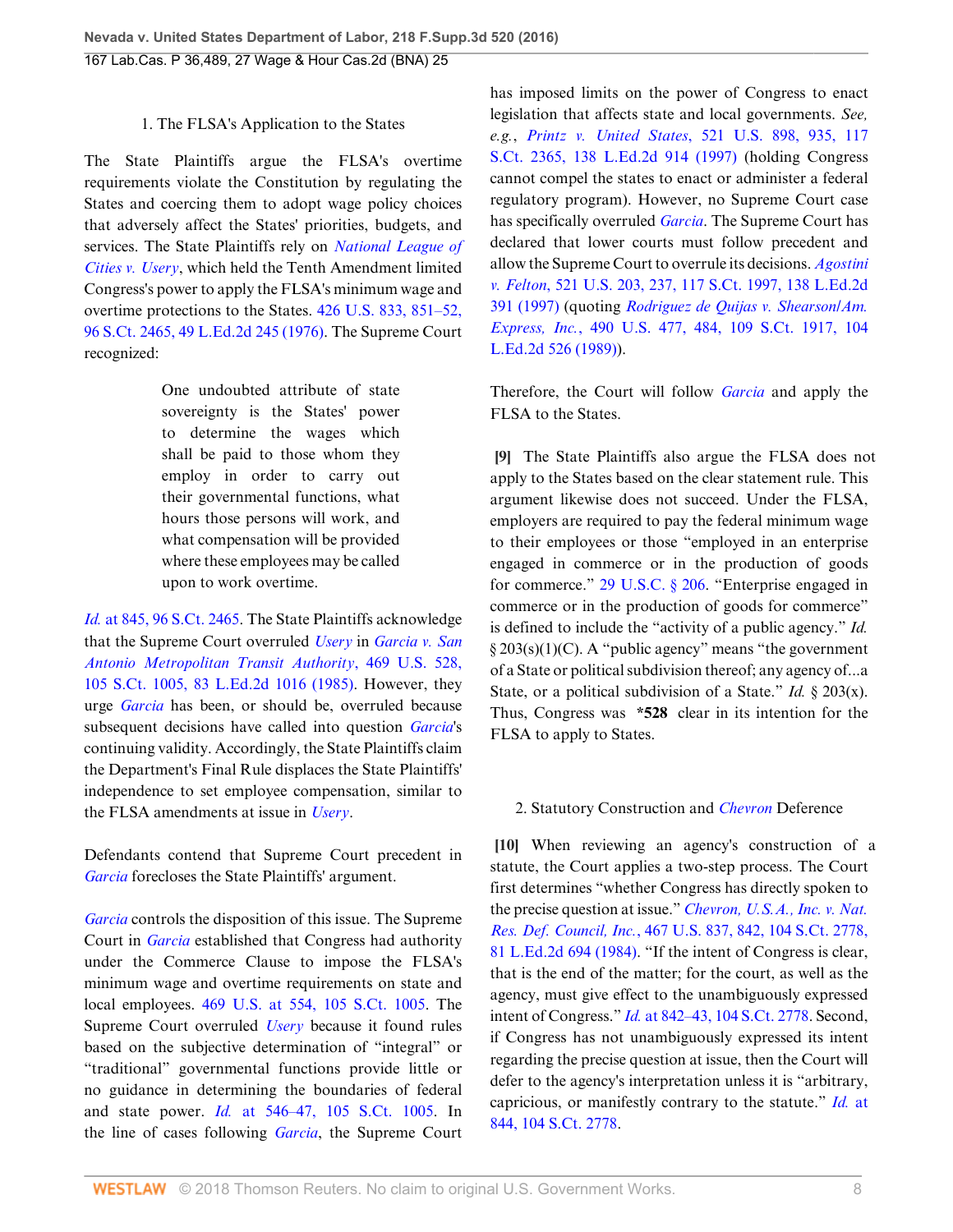1. The FLSA's Application to the States

The State Plaintiffs argue the FLSA's overtime requirements violate the Constitution by regulating the States and coercing them to adopt wage policy choices that adversely affect the States' priorities, budgets, and services. The State Plaintiffs rely on *National League of Cities v. Usery*, which held the Tenth Amendment limited Congress's power to apply the FLSA's minimum wage and overtime protections to the States. 426 U.S. 833, 851–52, 96 S.Ct. 2465, 49 L.Ed.2d 245 (1976). The Supreme Court recognized:

> One undoubted attribute of state sovereignty is the States' power to determine the wages which shall be paid to those whom they employ in order to carry out their governmental functions, what hours those persons will work, and what compensation will be provided where these employees may be called upon to work overtime.

*Id.* at 845, 96 S.Ct. 2465. The State Plaintiffs acknowledge that the Supreme Court overruled *Usery* in *Garcia v. San Antonio Metropolitan Transit Authority*, 469 U.S. 528, 105 S.Ct. 1005, 83 L.Ed.2d 1016 (1985). However, they urge *Garcia* has been, or should be, overruled because subsequent decisions have called into question *Garcia*'s continuing validity. Accordingly, the State Plaintiffs claim the Department's Final Rule displaces the State Plaintiffs' independence to set employee compensation, similar to the FLSA amendments at issue in *Usery*.

Defendants contend that Supreme Court precedent in *Garcia* forecloses the State Plaintiffs' argument.

*Garcia* controls the disposition of this issue. The Supreme Court in *Garcia* established that Congress had authority under the Commerce Clause to impose the FLSA's minimum wage and overtime requirements on state and local employees. 469 U.S. at 554, 105 S.Ct. 1005. The Supreme Court overruled *Usery* because it found rules based on the subjective determination of "integral" or "traditional" governmental functions provide little or no guidance in determining the boundaries of federal and state power. *Id.* at 546–47, 105 S.Ct. 1005. In the line of cases following *Garcia*, the Supreme Court has imposed limits on the power of Congress to enact legislation that affects state and local governments. *See, e.g.*, *Printz v. United States*, 521 U.S. 898, 935, 117 S.Ct. 2365, 138 L.Ed.2d 914 (1997) (holding Congress cannot compel the states to enact or administer a federal regulatory program). However, no Supreme Court case has specifically overruled *Garcia*. The Supreme Court has declared that lower courts must follow precedent and allow the Supreme Court to overrule its decisions. *Agostini v. Felton*, 521 U.S. 203, 237, 117 S.Ct. 1997, 138 L.Ed.2d 391 (1997) (quoting *Rodriguez de Quijas v. Shearson/Am. Express, Inc.*, 490 U.S. 477, 484, 109 S.Ct. 1917, 104 L.Ed.2d 526 (1989)).

Therefore, the Court will follow *Garcia* and apply the FLSA to the States.

**[9]** The State Plaintiffs also argue the FLSA does not apply to the States based on the clear statement rule. This argument likewise does not succeed. Under the FLSA, employers are required to pay the federal minimum wage to their employees or those "employed in an enterprise engaged in commerce or in the production of goods for commerce." 29 U.S.C. § 206. "Enterprise engaged in commerce or in the production of goods for commerce" is defined to include the "activity of a public agency." *Id.* § 203(s)(1)(C). A "public agency" means "the government of a State or political subdivision thereof; any agency of...a State, or a political subdivision of a State." *Id.* § 203(x). Thus, Congress was **\*528** clear in its intention for the FLSA to apply to States.

2. Statutory Construction and *Chevron* Deference

**[10]** When reviewing an agency's construction of a statute, the Court applies a two-step process. The Court first determines "whether Congress has directly spoken to the precise question at issue." *Chevron, U.S.A., Inc. v. Nat. Res. Def. Council, Inc.*, 467 U.S. 837, 842, 104 S.Ct. 2778, 81 L.Ed.2d 694 (1984). "If the intent of Congress is clear, that is the end of the matter; for the court, as well as the agency, must give effect to the unambiguously expressed intent of Congress." *Id.* at 842–43, 104 S.Ct. 2778. Second, if Congress has not unambiguously expressed its intent regarding the precise question at issue, then the Court will defer to the agency's interpretation unless it is "arbitrary, capricious, or manifestly contrary to the statute." *Id.* at 844, 104 S.Ct. 2778.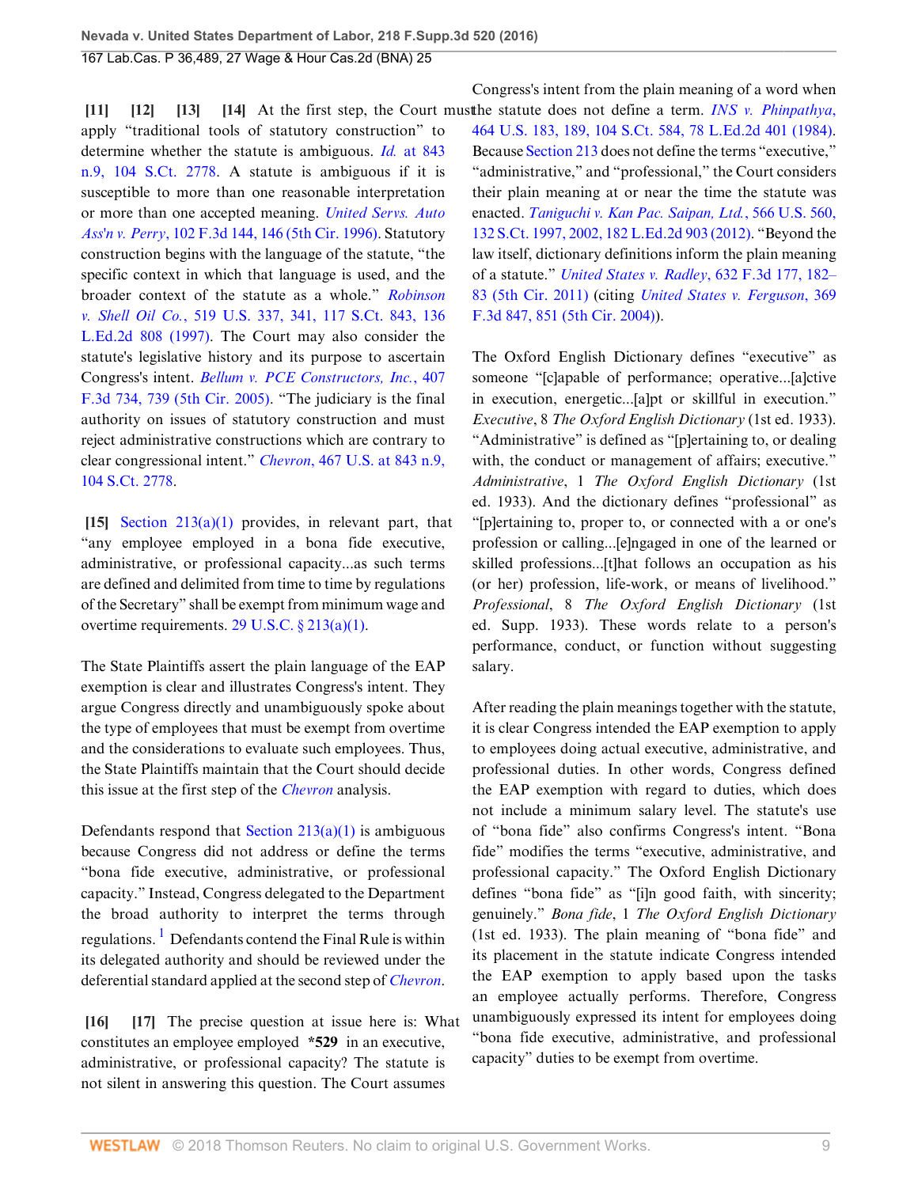**[11] [12] [13] [14]** At the first step, the Court must apply "traditional tools of statutory construction" to determine whether the statute is ambiguous. *Id.* at 843 n.9, 104 S.Ct. 2778. A statute is ambiguous if it is susceptible to more than one reasonable interpretation or more than one accepted meaning. *United Servs. Auto Ass'n v. Perry*, 102 F.3d 144, 146 (5th Cir. 1996). Statutory construction begins with the language of the statute, "the specific context in which that language is used, and the broader context of the statute as a whole." *Robinson v. Shell Oil Co.*, 519 U.S. 337, 341, 117 S.Ct. 843, 136 L.Ed.2d 808 (1997). The Court may also consider the statute's legislative history and its purpose to ascertain Congress's intent. *Bellum v. PCE Constructors, Inc.*, 407 F.3d 734, 739 (5th Cir. 2005). "The judiciary is the final authority on issues of statutory construction and must reject administrative constructions which are contrary to clear congressional intent." *Chevron*, 467 U.S. at 843 n.9, 104 S.Ct. 2778.

**[15]** Section 213(a)(1) provides, in relevant part, that "any employee employed in a bona fide executive, administrative, or professional capacity...as such terms are defined and delimited from time to time by regulations of the Secretary" shall be exempt from minimum wage and overtime requirements. 29 U.S.C. § 213(a)(1).

The State Plaintiffs assert the plain language of the EAP exemption is clear and illustrates Congress's intent. They argue Congress directly and unambiguously spoke about the type of employees that must be exempt from overtime and the considerations to evaluate such employees. Thus, the State Plaintiffs maintain that the Court should decide this issue at the first step of the *Chevron* analysis.

Defendants respond that Section 213(a)(1) is ambiguous because Congress did not address or define the terms "bona fide executive, administrative, or professional capacity." Instead, Congress delegated to the Department the broad authority to interpret the terms through regulations.[1] Defendants contend the Final Rule is within its delegated authority and should be reviewed under the deferential standard applied at the second step of *Chevron*.

**[16] [17]** The precise question at issue here is: What constitutes an employee employed **\*529** in an executive, administrative, or professional capacity? The statute is not silent in answering this question. The Court assumes Congress's intent from the plain meaning of a word when the statute does not define a term. *INS v. Phinpathya*, 464 U.S. 183, 189, 104 S.Ct. 584, 78 L.Ed.2d 401 (1984). Because Section 213 does not define the terms "executive," "administrative," and "professional," the Court considers their plain meaning at or near the time the statute was enacted. *Taniguchi v. Kan Pac. Saipan, Ltd.*, 566 U.S. 560, 132 S.Ct. 1997, 2002, 182 L.Ed.2d 903 (2012). "Beyond the law itself, dictionary definitions inform the plain meaning of a statute." *United States v. Radley*, 632 F.3d 177, 182–83 (5th Cir. 2011) (citing *United States v. Ferguson*, 369 F.3d 847, 851 (5th Cir. 2004)).

The Oxford English Dictionary defines "executive" as someone "[c]apable of performance; operative...[a]ctive in execution, energetic...[a]pt or skillful in execution." *Executive*, 8 *The Oxford English Dictionary* (1st ed. 1933). "Administrative" is defined as "[p]ertaining to, or dealing with, the conduct or management of affairs; executive." *Administrative*, 1 *The Oxford English Dictionary* (1st ed. 1933). And the dictionary defines "professional" as "[p]ertaining to, proper to, or connected with a or one's profession or calling...[e]ngaged in one of the learned or skilled professions...[t]hat follows an occupation as his (or her) profession, life-work, or means of livelihood." *Professional*, 8 *The Oxford English Dictionary* (1st ed. Supp. 1933). These words relate to a person's performance, conduct, or function without suggesting salary.

After reading the plain meanings together with the statute, it is clear Congress intended the EAP exemption to apply to employees doing actual executive, administrative, and professional duties. In other words, Congress defined the EAP exemption with regard to duties, which does not include a minimum salary level. The statute's use of "bona fide" also confirms Congress's intent. "Bona fide" modifies the terms "executive, administrative, and professional capacity." The Oxford English Dictionary defines "bona fide" as "[i]n good faith, with sincerity; genuinely." *Bona fide*, 1 *The Oxford English Dictionary* (1st ed. 1933). The plain meaning of "bona fide" and its placement in the statute indicate Congress intended the EAP exemption to apply based upon the tasks an employee actually performs. Therefore, Congress unambiguously expressed its intent for employees doing "bona fide executive, administrative, and professional capacity" duties to be exempt from overtime.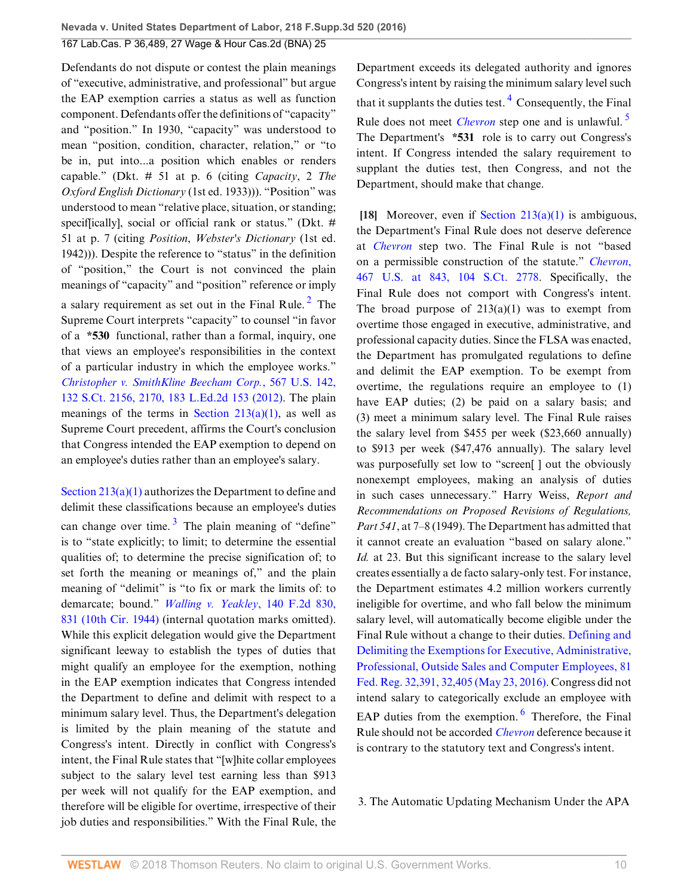Defendants do not dispute or contest the plain meanings of "executive, administrative, and professional" but argue the EAP exemption carries a status as well as function component. Defendants offer the definitions of "capacity" and "position." In 1930, "capacity" was understood to mean "position, condition, character, relation," or "to be in, put into...a position which enables or renders capable." (Dkt. # 51 at p. 6 (citing *Capacity*, 2 *The Oxford English Dictionary* (1st ed. 1933))). "Position" was understood to mean "relative place, situation, or standing; specif[ically], social or official rank or status." (Dkt. # 51 at p. 7 (citing *Position*, *Webster's Dictionary* (1st ed. 1942))). Despite the reference to "status" in the definition of "position," the Court is not convinced the plain meanings of "capacity" and "position" reference or imply a salary requirement as set out in the Final Rule.[2] The Supreme Court interprets "capacity" to counsel "in favor of a **\*530** functional, rather than a formal, inquiry, one that views an employee's responsibilities in the context of a particular industry in which the employee works." *Christopher v. SmithKline Beecham Corp.*, 567 U.S. 142, 132 S.Ct. 2156, 2170, 183 L.Ed.2d 153 (2012). The plain meanings of the terms in Section 213(a)(1), as well as Supreme Court precedent, affirms the Court's conclusion that Congress intended the EAP exemption to depend on an employee's duties rather than an employee's salary.

Section 213(a)(1) authorizes the Department to define and delimit these classifications because an employee's duties can change over time.[3] The plain meaning of "define" is to "state explicitly; to limit; to determine the essential qualities of; to determine the precise signification of; to set forth the meaning or meanings of," and the plain meaning of "delimit" is "to fix or mark the limits of: to demarcate; bound." *Walling v. Yeakley*, 140 F.2d 830, 831 (10th Cir. 1944) (internal quotation marks omitted). While this explicit delegation would give the Department significant leeway to establish the types of duties that might qualify an employee for the exemption, nothing in the EAP exemption indicates that Congress intended the Department to define and delimit with respect to a minimum salary level. Thus, the Department's delegation is limited by the plain meaning of the statute and Congress's intent. Directly in conflict with Congress's intent, the Final Rule states that "[w]hite collar employees subject to the salary level test earning less than $913 per week will not qualify for the EAP exemption, and therefore will be eligible for overtime, irrespective of their job duties and responsibilities." With the Final Rule, the Department exceeds its delegated authority and ignores Congress's intent by raising the minimum salary level such that it supplants the duties test.[4] Consequently, the Final Rule does not meet *Chevron* step one and is unlawful.[5] The Department's **\*531** role is to carry out Congress's intent. If Congress intended the salary requirement to supplant the duties test, then Congress, and not the Department, should make that change.

**[18]** Moreover, even if Section 213(a)(1) is ambiguous, the Department's Final Rule does not deserve deference at *Chevron* step two. The Final Rule is not "based on a permissible construction of the statute." *Chevron*, 467 U.S. at 843, 104 S.Ct. 2778. Specifically, the Final Rule does not comport with Congress's intent. The broad purpose of 213(a)(1) was to exempt from overtime those engaged in executive, administrative, and professional capacity duties. Since the FLSA was enacted, the Department has promulgated regulations to define and delimit the EAP exemption. To be exempt from overtime, the regulations require an employee to (1) have EAP duties; (2) be paid on a salary basis; and (3) meet a minimum salary level. The Final Rule raises the salary level from $455 per week ($23,660 annually) to $913 per week ($47,476 annually). The salary level was purposefully set low to "screen[ ] out the obviously nonexempt employees, making an analysis of duties in such cases unnecessary." Harry Weiss, *Report and Recommendations on Proposed Revisions of Regulations, Part 541*, at 7–8 (1949). The Department has admitted that it cannot create an evaluation "based on salary alone." *Id.* at 23. But this significant increase to the salary level creates essentially a de facto salary-only test. For instance, the Department estimates 4.2 million workers currently ineligible for overtime, and who fall below the minimum salary level, will automatically become eligible under the Final Rule without a change to their duties. Defining and Delimiting the Exemptions for Executive, Administrative, Professional, Outside Sales and Computer Employees, 81 Fed. Reg. 32,391, 32,405 (May 23, 2016). Congress did not intend salary to categorically exclude an employee with EAP duties from the exemption.[6] Therefore, the Final Rule should not be accorded *Chevron* deference because it is contrary to the statutory text and Congress's intent.

### 3. The Automatic Updating Mechanism Under the APA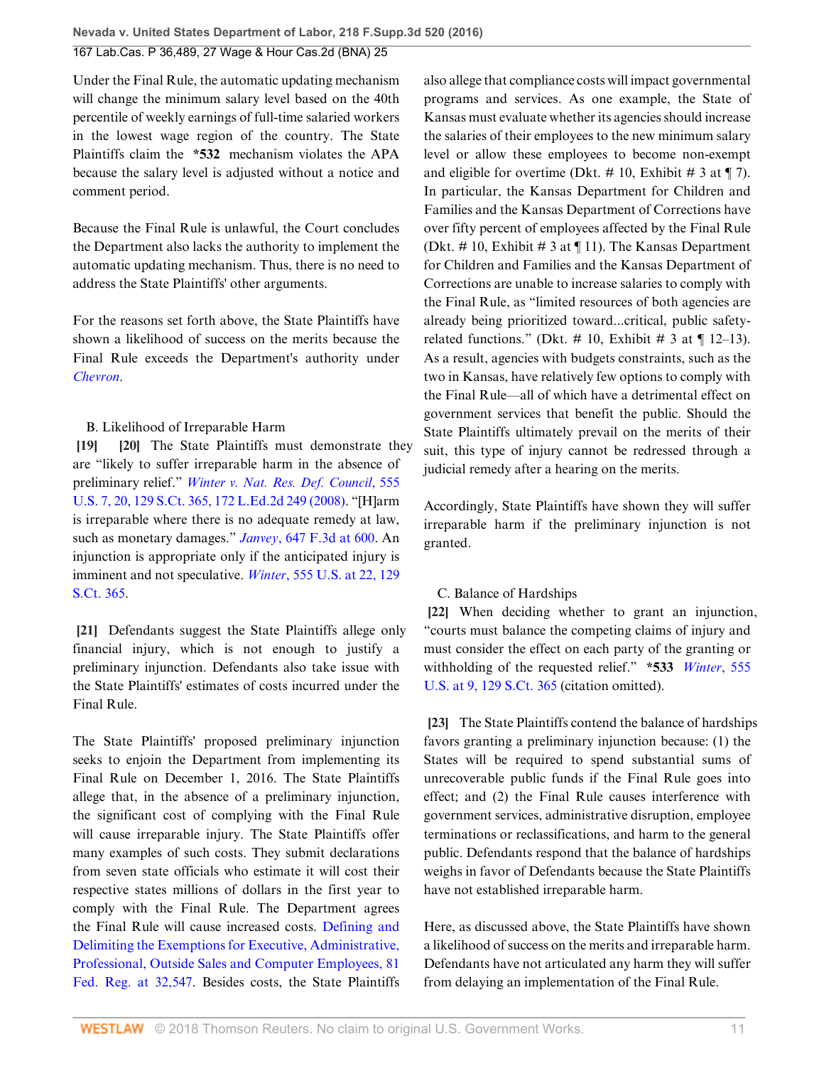Under the Final Rule, the automatic updating mechanism will change the minimum salary level based on the 40th percentile of weekly earnings of full-time salaried workers in the lowest wage region of the country. The State Plaintiffs claim the *532 mechanism violates the APA because the salary level is adjusted without a notice and comment period.

Because the Final Rule is unlawful, the Court concludes the Department also lacks the authority to implement the automatic updating mechanism. Thus, there is no need to address the State Plaintiffs' other arguments.

For the reasons set forth above, the State Plaintiffs have shown a likelihood of success on the merits because the Final Rule exceeds the Department's authority under *Chevron*.

B. Likelihood of Irreparable Harm

**[19] [20]** The State Plaintiffs must demonstrate they are "likely to suffer irreparable harm in the absence of preliminary relief." *Winter v. Nat. Res. Def. Council*, 555 U.S. 7, 20, 129 S.Ct. 365, 172 L.Ed.2d 249 (2008). "[H]arm is irreparable where there is no adequate remedy at law, such as monetary damages." *Janvey*, 647 F.3d at 600. An injunction is appropriate only if the anticipated injury is imminent and not speculative. *Winter*, 555 U.S. at 22, 129 S.Ct. 365.

**[21]** Defendants suggest the State Plaintiffs allege only financial injury, which is not enough to justify a preliminary injunction. Defendants also take issue with the State Plaintiffs' estimates of costs incurred under the Final Rule.

The State Plaintiffs' proposed preliminary injunction seeks to enjoin the Department from implementing its Final Rule on December 1, 2016. The State Plaintiffs allege that, in the absence of a preliminary injunction, the significant cost of complying with the Final Rule will cause irreparable injury. The State Plaintiffs offer many examples of such costs. They submit declarations from seven state officials who estimate it will cost their respective states millions of dollars in the first year to comply with the Final Rule. The Department agrees the Final Rule will cause increased costs. Defining and Delimiting the Exemptions for Executive, Administrative, Professional, Outside Sales and Computer Employees, 81 Fed. Reg. at 32,547. Besides costs, the State Plaintiffs also allege that compliance costs will impact governmental programs and services. As one example, the State of Kansas must evaluate whether its agencies should increase the salaries of their employees to the new minimum salary level or allow these employees to become non-exempt and eligible for overtime (Dkt. # 10, Exhibit # 3 at ¶ 7). In particular, the Kansas Department for Children and Families and the Kansas Department of Corrections have over fifty percent of employees affected by the Final Rule (Dkt. # 10, Exhibit # 3 at ¶ 11). The Kansas Department for Children and Families and the Kansas Department of Corrections are unable to increase salaries to comply with the Final Rule, as "limited resources of both agencies are already being prioritized toward...critical, public safety-related functions." (Dkt. # 10, Exhibit # 3 at ¶ 12–13). As a result, agencies with budgets constraints, such as the two in Kansas, have relatively few options to comply with the Final Rule—all of which have a detrimental effect on government services that benefit the public. Should the State Plaintiffs ultimately prevail on the merits of their suit, this type of injury cannot be redressed through a judicial remedy after a hearing on the merits.

Accordingly, State Plaintiffs have shown they will suffer irreparable harm if the preliminary injunction is not granted.

C. Balance of Hardships

**[22]** When deciding whether to grant an injunction, "courts must balance the competing claims of injury and must consider the effect on each party of the granting or withholding of the requested relief." *533 *Winter*, 555 U.S. at 9, 129 S.Ct. 365 (citation omitted).

**[23]** The State Plaintiffs contend the balance of hardships favors granting a preliminary injunction because: (1) the States will be required to spend substantial sums of unrecoverable public funds if the Final Rule goes into effect; and (2) the Final Rule causes interference with government services, administrative disruption, employee terminations or reclassifications, and harm to the general public. Defendants respond that the balance of hardships weighs in favor of Defendants because the State Plaintiffs have not established irreparable harm.

Here, as discussed above, the State Plaintiffs have shown a likelihood of success on the merits and irreparable harm. Defendants have not articulated any harm they will suffer from delaying an implementation of the Final Rule.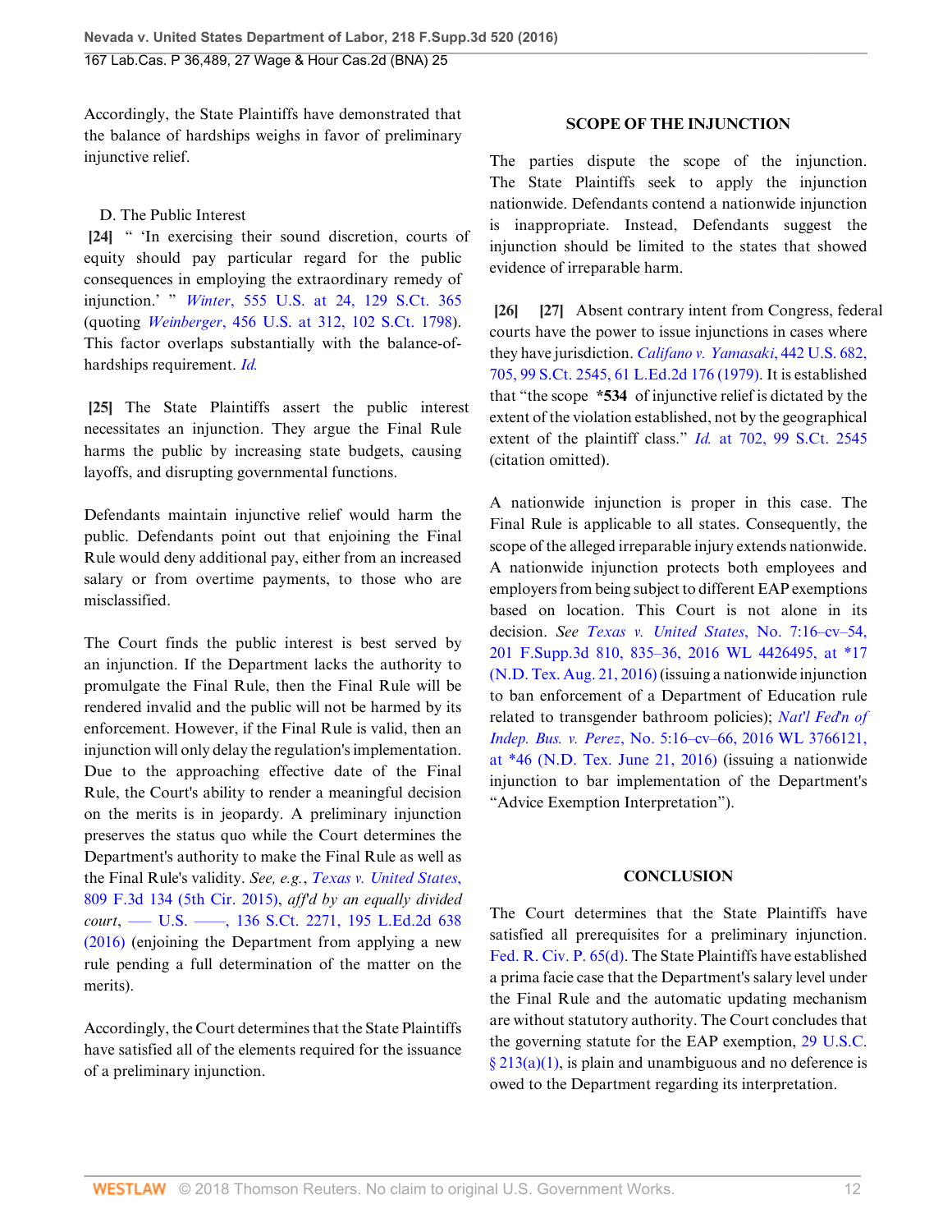Accordingly, the State Plaintiffs have demonstrated that the balance of hardships weighs in favor of preliminary injunctive relief.

D. The Public Interest

**[24]** " 'In exercising their sound discretion, courts of equity should pay particular regard for the public consequences in employing the extraordinary remedy of injunction.' " *Winter*, 555 U.S. at 24, 129 S.Ct. 365 (quoting *Weinberger*, 456 U.S. at 312, 102 S.Ct. 1798). This factor overlaps substantially with the balance-of-hardships requirement. *Id.*

**[25]** The State Plaintiffs assert the public interest necessitates an injunction. They argue the Final Rule harms the public by increasing state budgets, causing layoffs, and disrupting governmental functions.

Defendants maintain injunctive relief would harm the public. Defendants point out that enjoining the Final Rule would deny additional pay, either from an increased salary or from overtime payments, to those who are misclassified.

The Court finds the public interest is best served by an injunction. If the Department lacks the authority to promulgate the Final Rule, then the Final Rule will be rendered invalid and the public will not be harmed by its enforcement. However, if the Final Rule is valid, then an injunction will only delay the regulation's implementation. Due to the approaching effective date of the Final Rule, the Court's ability to render a meaningful decision on the merits is in jeopardy. A preliminary injunction preserves the status quo while the Court determines the Department's authority to make the Final Rule as well as the Final Rule's validity. *See, e.g.*, *Texas v. United States*, 809 F.3d 134 (5th Cir. 2015), *aff'd by an equally divided court*, ––– U.S. ––––, 136 S.Ct. 2271, 195 L.Ed.2d 638 (2016) (enjoining the Department from applying a new rule pending a full determination of the matter on the merits).

Accordingly, the Court determines that the State Plaintiffs have satisfied all of the elements required for the issuance of a preliminary injunction.

## SCOPE OF THE INJUNCTION

The parties dispute the scope of the injunction. The State Plaintiffs seek to apply the injunction nationwide. Defendants contend a nationwide injunction is inappropriate. Instead, Defendants suggest the injunction should be limited to the states that showed evidence of irreparable harm.

**[26]** **[27]** Absent contrary intent from Congress, federal courts have the power to issue injunctions in cases where they have jurisdiction. *Califano v. Yamasaki*, 442 U.S. 682, 705, 99 S.Ct. 2545, 61 L.Ed.2d 176 (1979). It is established that "the scope **\*534** of injunctive relief is dictated by the extent of the violation established, not by the geographical extent of the plaintiff class." *Id.* at 702, 99 S.Ct. 2545 (citation omitted).

A nationwide injunction is proper in this case. The Final Rule is applicable to all states. Consequently, the scope of the alleged irreparable injury extends nationwide. A nationwide injunction protects both employees and employers from being subject to different EAP exemptions based on location. This Court is not alone in its decision. *See* *Texas v. United States*, No. 7:16–cv–54, 201 F.Supp.3d 810, 835–36, 2016 WL 4426495, at \*17 (N.D. Tex. Aug. 21, 2016) (issuing a nationwide injunction to ban enforcement of a Department of Education rule related to transgender bathroom policies); *Nat'l Fed'n of Indep. Bus. v. Perez*, No. 5:16–cv–66, 2016 WL 3766121, at \*46 (N.D. Tex. June 21, 2016) (issuing a nationwide injunction to bar implementation of the Department's "Advice Exemption Interpretation").

## CONCLUSION

The Court determines that the State Plaintiffs have satisfied all prerequisites for a preliminary injunction. Fed. R. Civ. P. 65(d). The State Plaintiffs have established a prima facie case that the Department's salary level under the Final Rule and the automatic updating mechanism are without statutory authority. The Court concludes that the governing statute for the EAP exemption, 29 U.S.C. § 213(a)(1), is plain and unambiguous and no deference is owed to the Department regarding its interpretation.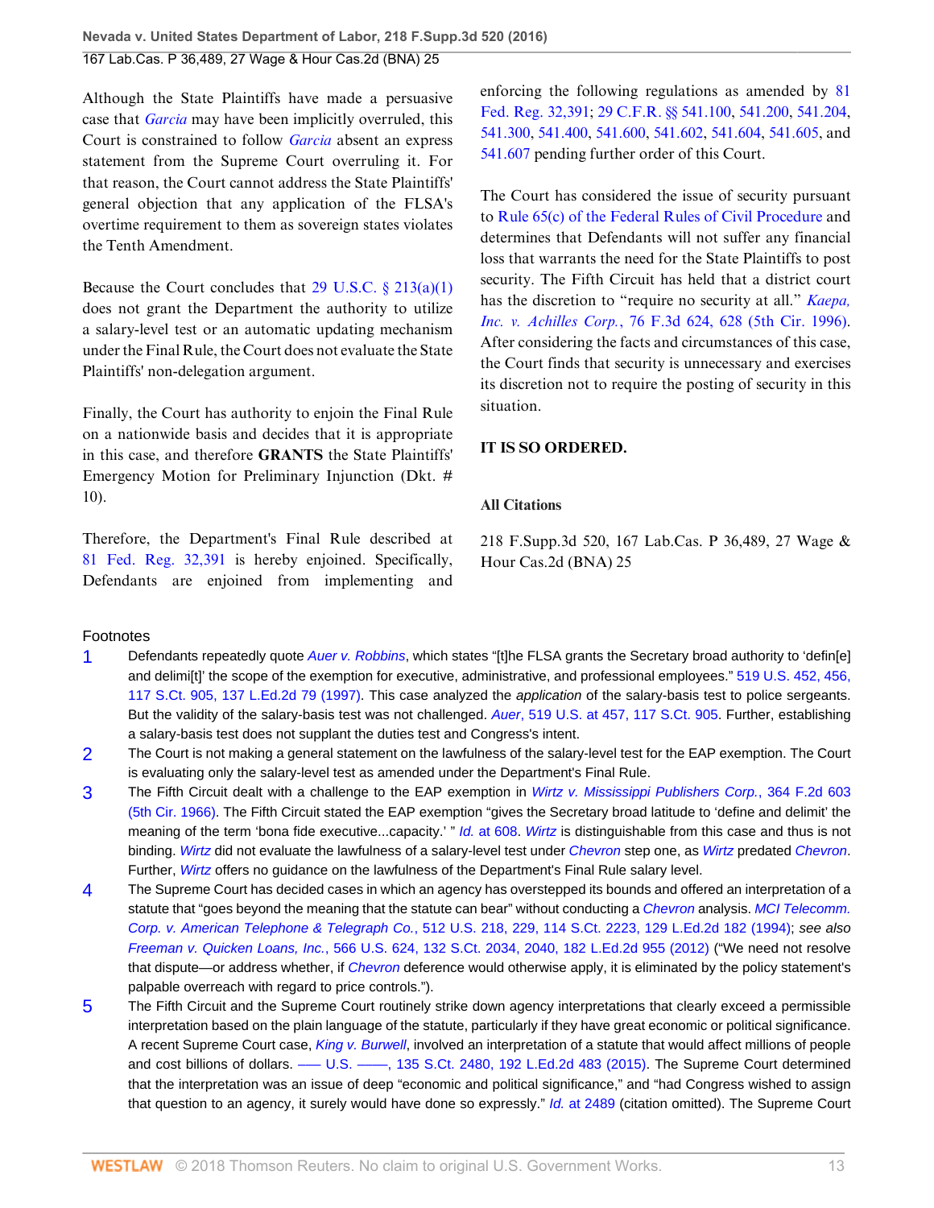Although the State Plaintiffs have made a persuasive case that *Garcia* may have been implicitly overruled, this Court is constrained to follow *Garcia* absent an express statement from the Supreme Court overruling it. For that reason, the Court cannot address the State Plaintiffs' general objection that any application of the FLSA's overtime requirement to them as sovereign states violates the Tenth Amendment.

Because the Court concludes that 29 U.S.C. § 213(a)(1) does not grant the Department the authority to utilize a salary-level test or an automatic updating mechanism under the Final Rule, the Court does not evaluate the State Plaintiffs' non-delegation argument.

Finally, the Court has authority to enjoin the Final Rule on a nationwide basis and decides that it is appropriate in this case, and therefore **GRANTS** the State Plaintiffs' Emergency Motion for Preliminary Injunction (Dkt. # 10).

Therefore, the Department's Final Rule described at 81 Fed. Reg. 32,391 is hereby enjoined. Specifically, Defendants are enjoined from implementing and enforcing the following regulations as amended by 81 Fed. Reg. 32,391; 29 C.F.R. §§ 541.100, 541.200, 541.204, 541.300, 541.400, 541.600, 541.602, 541.604, 541.605, and 541.607 pending further order of this Court.

The Court has considered the issue of security pursuant to Rule 65(c) of the Federal Rules of Civil Procedure and determines that Defendants will not suffer any financial loss that warrants the need for the State Plaintiffs to post security. The Fifth Circuit has held that a district court has the discretion to "require no security at all." *Kaepa, Inc. v. Achilles Corp.*, 76 F.3d 624, 628 (5th Cir. 1996). After considering the facts and circumstances of this case, the Court finds that security is unnecessary and exercises its discretion not to require the posting of security in this situation.

**IT IS SO ORDERED.**

**All Citations**

218 F.Supp.3d 520, 167 Lab.Cas. P 36,489, 27 Wage & Hour Cas.2d (BNA) 25

## Footnotes

1. Defendants repeatedly quote *Auer v. Robbins*, which states "[t]he FLSA grants the Secretary broad authority to 'defin[e] and delimi[t]' the scope of the exemption for executive, administrative, and professional employees." 519 U.S. 452, 456, 117 S.Ct. 905, 137 L.Ed.2d 79 (1997). This case analyzed the *application* of the salary-basis test to police sergeants. But the validity of the salary-basis test was not challenged. *Auer*, 519 U.S. at 457, 117 S.Ct. 905. Further, establishing a salary-basis test does not supplant the duties test and Congress's intent.

2. The Court is not making a general statement on the lawfulness of the salary-level test for the EAP exemption. The Court is evaluating only the salary-level test as amended under the Department's Final Rule.

3. The Fifth Circuit dealt with a challenge to the EAP exemption in *Wirtz v. Mississippi Publishers Corp.*, 364 F.2d 603 (5th Cir. 1966). The Fifth Circuit stated the EAP exemption "gives the Secretary broad latitude to 'define and delimit' the meaning of the term 'bona fide executive...capacity.' " *Id.* at 608. *Wirtz* is distinguishable from this case and thus is not binding. *Wirtz* did not evaluate the lawfulness of a salary-level test under *Chevron* step one, as *Wirtz* predated *Chevron*. Further, *Wirtz* offers no guidance on the lawfulness of the Department's Final Rule salary level.

4. The Supreme Court has decided cases in which an agency has overstepped its bounds and offered an interpretation of a statute that "goes beyond the meaning that the statute can bear" without conducting a *Chevron* analysis. *MCI Telecomm. Corp. v. American Telephone & Telegraph Co.*, 512 U.S. 218, 229, 114 S.Ct. 2223, 129 L.Ed.2d 182 (1994); *see also Freeman v. Quicken Loans, Inc.*, 566 U.S. 624, 132 S.Ct. 2034, 2040, 182 L.Ed.2d 955 (2012) ("We need not resolve that dispute—or address whether, if *Chevron* deference would otherwise apply, it is eliminated by the policy statement's palpable overreach with regard to price controls.").

5. The Fifth Circuit and the Supreme Court routinely strike down agency interpretations that clearly exceed a permissible interpretation based on the plain language of the statute, particularly if they have great economic or political significance. A recent Supreme Court case, *King v. Burwell*, involved an interpretation of a statute that would affect millions of people and cost billions of dollars. ––– U.S. ––––, 135 S.Ct. 2480, 192 L.Ed.2d 483 (2015). The Supreme Court determined that the interpretation was an issue of deep "economic and political significance," and "had Congress wished to assign that question to an agency, it surely would have done so expressly." *Id.* at 2489 (citation omitted). The Supreme Court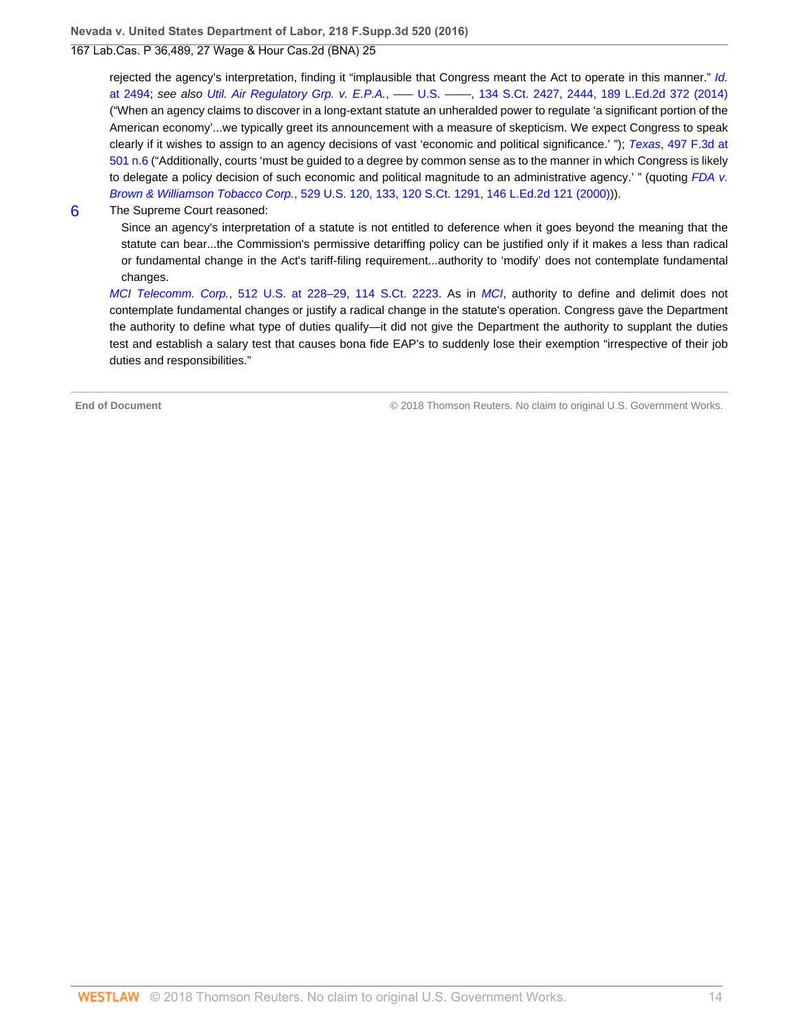rejected the agency's interpretation, finding it "implausible that Congress meant the Act to operate in this manner." *Id.* at 2494; *see also* *Util. Air Regulatory Grp. v. E.P.A.*, ––– U.S. ––––, 134 S.Ct. 2427, 2444, 189 L.Ed.2d 372 (2014) ("When an agency claims to discover in a long-extant statute an unheralded power to regulate 'a significant portion of the American economy'...we typically greet its announcement with a measure of skepticism. We expect Congress to speak clearly if it wishes to assign to an agency decisions of vast 'economic and political significance.' "); *Texas*, 497 F.3d at 501 n.6 ("Additionally, courts 'must be guided to a degree by common sense as to the manner in which Congress is likely to delegate a policy decision of such economic and political magnitude to an administrative agency.' " (quoting *FDA v. Brown & Williamson Tobacco Corp.*, 529 U.S. 120, 133, 120 S.Ct. 1291, 146 L.Ed.2d 121 (2000))).

6 The Supreme Court reasoned:

> Since an agency's interpretation of a statute is not entitled to deference when it goes beyond the meaning that the statute can bear...the Commission's permissive detariffing policy can be justified only if it makes a less than radical or fundamental change in the Act's tariff-filing requirement...authority to 'modify' does not contemplate fundamental changes.

*MCI Telecomm. Corp.*, 512 U.S. at 228–29, 114 S.Ct. 2223. As in *MCI*, authority to define and delimit does not contemplate fundamental changes or justify a radical change in the statute's operation. Congress gave the Department the authority to define what type of duties qualify—it did not give the Department the authority to supplant the duties test and establish a salary test that causes bona fide EAP's to suddenly lose their exemption "irrespective of their job duties and responsibilities."

**End of Document** © 2018 Thomson Reuters. No claim to original U.S. Government Works.